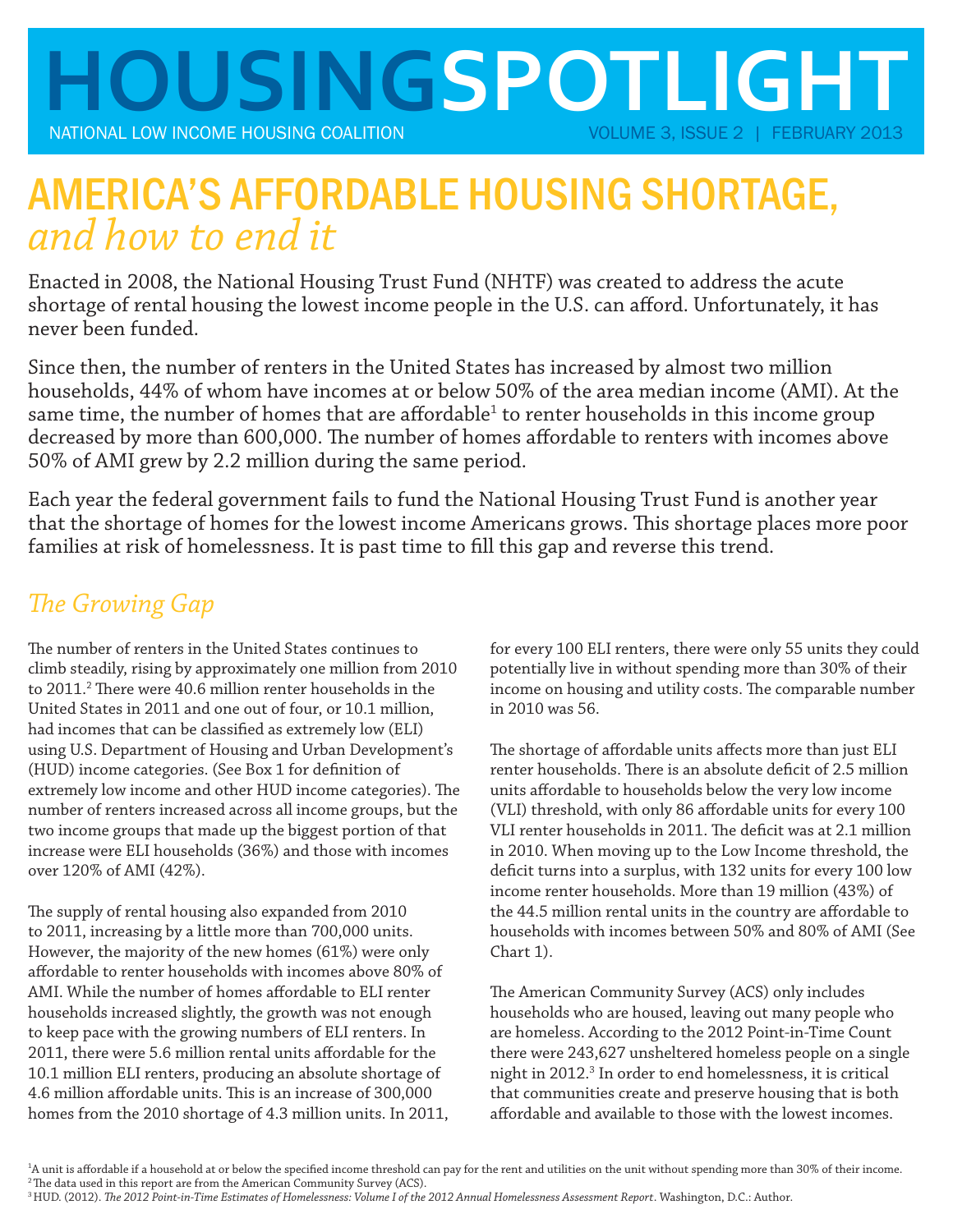# HOUSINGSPOTLIGHT

NATIONAL LOW INCOME HOUSING COALITION

VOLUME 3, ISSUE 2 | FEBRUARY 2013

# AMERICA'S AFFORDABLE HOUSING SHORTAGE, *and how to end it*

Enacted in 2008, the National Housing Trust Fund (NHTF) was created to address the acute shortage of rental housing the lowest income people in the U.S. can afford. Unfortunately, it has never been funded.

Since then, the number of renters in the United States has increased by almost two million households, 44% of whom have incomes at or below 50% of the area median income (AMI). At the same time, the number of homes that are affordable[1] to renter households in this income group decreased by more than 600,000. The number of homes affordable to renters with incomes above 50% of AMI grew by 2.2 million during the same period.

Each year the federal government fails to fund the National Housing Trust Fund is another year that the shortage of homes for the lowest income Americans grows. This shortage places more poor families at risk of homelessness. It is past time to fill this gap and reverse this trend.

## *The Growing Gap*

The number of renters in the United States continues to climb steadily, rising by approximately one million from 2010 to 2011.[2] There were 40.6 million renter households in the United States in 2011 and one out of four, or 10.1 million, had incomes that can be classified as extremely low (ELI) using U.S. Department of Housing and Urban Development's (HUD) income categories. (See Box 1 for definition of extremely low income and other HUD income categories). The number of renters increased across all income groups, but the two income groups that made up the biggest portion of that increase were ELI households (36%) and those with incomes over 120% of AMI (42%).

The supply of rental housing also expanded from 2010 to 2011, increasing by a little more than 700,000 units. However, the majority of the new homes (61%) were only affordable to renter households with incomes above 80% of AMI. While the number of homes affordable to ELI renter households increased slightly, the growth was not enough to keep pace with the growing numbers of ELI renters. In 2011, there were 5.6 million rental units affordable for the 10.1 million ELI renters, producing an absolute shortage of 4.6 million affordable units. This is an increase of 300,000 homes from the 2010 shortage of 4.3 million units. In 2011, for every 100 ELI renters, there were only 55 units they could potentially live in without spending more than 30% of their income on housing and utility costs. The comparable number in 2010 was 56.

The shortage of affordable units affects more than just ELI renter households. There is an absolute deficit of 2.5 million units affordable to households below the very low income (VLI) threshold, with only 86 affordable units for every 100 VLI renter households in 2011. The deficit was at 2.1 million in 2010. When moving up to the Low Income threshold, the deficit turns into a surplus, with 132 units for every 100 low income renter households. More than 19 million (43%) of the 44.5 million rental units in the country are affordable to households with incomes between 50% and 80% of AMI (See Chart 1).

The American Community Survey (ACS) only includes households who are housed, leaving out many people who are homeless. According to the 2012 Point-in-Time Count there were 243,627 unsheltered homeless people on a single night in 2012.[3] In order to end homelessness, it is critical that communities create and preserve housing that is both affordable and available to those with the lowest incomes.

---

[1] A unit is affordable if a household at or below the specified income threshold can pay for the rent and utilities on the unit without spending more than 30% of their income.
[2] The data used in this report are from the American Community Survey (ACS).
[3] HUD. (2012). *The 2012 Point-in-Time Estimates of Homelessness: Volume I of the 2012 Annual Homelessness Assessment Report*. Washington, D.C.: Author.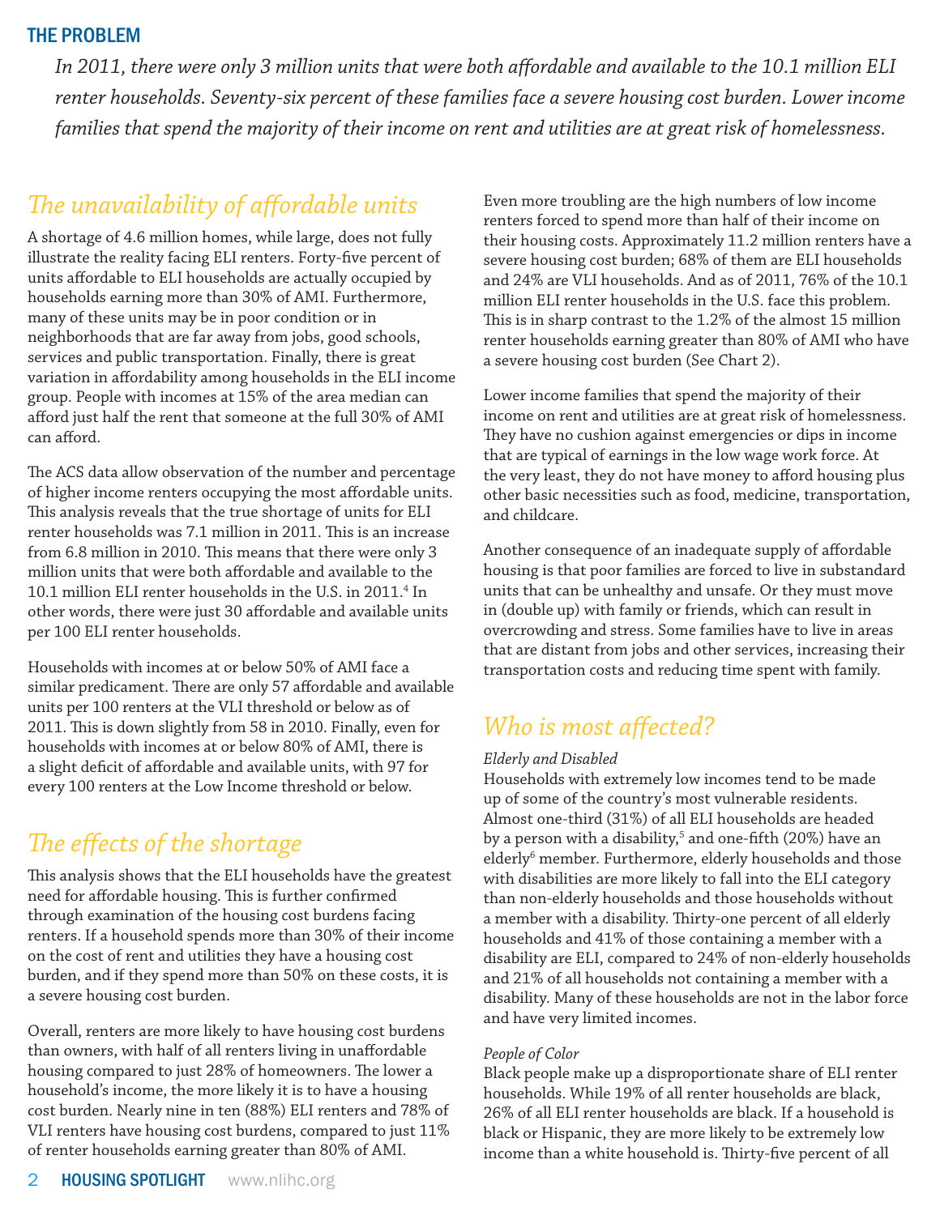## THE PROBLEM

*In 2011, there were only 3 million units that were both affordable and available to the 10.1 million ELI renter households. Seventy-six percent of these families face a severe housing cost burden. Lower income families that spend the majority of their income on rent and utilities are at great risk of homelessness.*

## *The unavailability of affordable units*

A shortage of 4.6 million homes, while large, does not fully illustrate the reality facing ELI renters. Forty-five percent of units affordable to ELI households are actually occupied by households earning more than 30% of AMI. Furthermore, many of these units may be in poor condition or in neighborhoods that are far away from jobs, good schools, services and public transportation. Finally, there is great variation in affordability among households in the ELI income group. People with incomes at 15% of the area median can afford just half the rent that someone at the full 30% of AMI can afford.

The ACS data allow observation of the number and percentage of higher income renters occupying the most affordable units. This analysis reveals that the true shortage of units for ELI renter households was 7.1 million in 2011. This is an increase from 6.8 million in 2010. This means that there were only 3 million units that were both affordable and available to the 10.1 million ELI renter households in the U.S. in 2011.[4] In other words, there were just 30 affordable and available units per 100 ELI renter households.

Households with incomes at or below 50% of AMI face a similar predicament. There are only 57 affordable and available units per 100 renters at the VLI threshold or below as of 2011. This is down slightly from 58 in 2010. Finally, even for households with incomes at or below 80% of AMI, there is a slight deficit of affordable and available units, with 97 for every 100 renters at the Low Income threshold or below.

## *The effects of the shortage*

This analysis shows that the ELI households have the greatest need for affordable housing. This is further confirmed through examination of the housing cost burdens facing renters. If a household spends more than 30% of their income on the cost of rent and utilities they have a housing cost burden, and if they spend more than 50% on these costs, it is a severe housing cost burden.

Overall, renters are more likely to have housing cost burdens than owners, with half of all renters living in unaffordable housing compared to just 28% of homeowners. The lower a household's income, the more likely it is to have a housing cost burden. Nearly nine in ten (88%) ELI renters and 78% of VLI renters have housing cost burdens, compared to just 11% of renter households earning greater than 80% of AMI.

Even more troubling are the high numbers of low income renters forced to spend more than half of their income on their housing costs. Approximately 11.2 million renters have a severe housing cost burden; 68% of them are ELI households and 24% are VLI households. And as of 2011, 76% of the 10.1 million ELI renter households in the U.S. face this problem. This is in sharp contrast to the 1.2% of the almost 15 million renter households earning greater than 80% of AMI who have a severe housing cost burden (See Chart 2).

Lower income families that spend the majority of their income on rent and utilities are at great risk of homelessness. They have no cushion against emergencies or dips in income that are typical of earnings in the low wage work force. At the very least, they do not have money to afford housing plus other basic necessities such as food, medicine, transportation, and childcare.

Another consequence of an inadequate supply of affordable housing is that poor families are forced to live in substandard units that can be unhealthy and unsafe. Or they must move in (double up) with family or friends, which can result in overcrowding and stress. Some families have to live in areas that are distant from jobs and other services, increasing their transportation costs and reducing time spent with family.

## *Who is most affected?*

*Elderly and Disabled*

Households with extremely low incomes tend to be made up of some of the country's most vulnerable residents. Almost one-third (31%) of all ELI households are headed by a person with a disability,[5] and one-fifth (20%) have an elderly[6] member. Furthermore, elderly households and those with disabilities are more likely to fall into the ELI category than non-elderly households and those households without a member with a disability. Thirty-one percent of all elderly households and 41% of those containing a member with a disability are ELI, compared to 24% of non-elderly households and 21% of all households not containing a member with a disability. Many of these households are not in the labor force and have very limited incomes.

*People of Color*

Black people make up a disproportionate share of ELI renter households. While 19% of all renter households are black, 26% of all ELI renter households are black. If a household is black or Hispanic, they are more likely to be extremely low income than a white household is. Thirty-five percent of all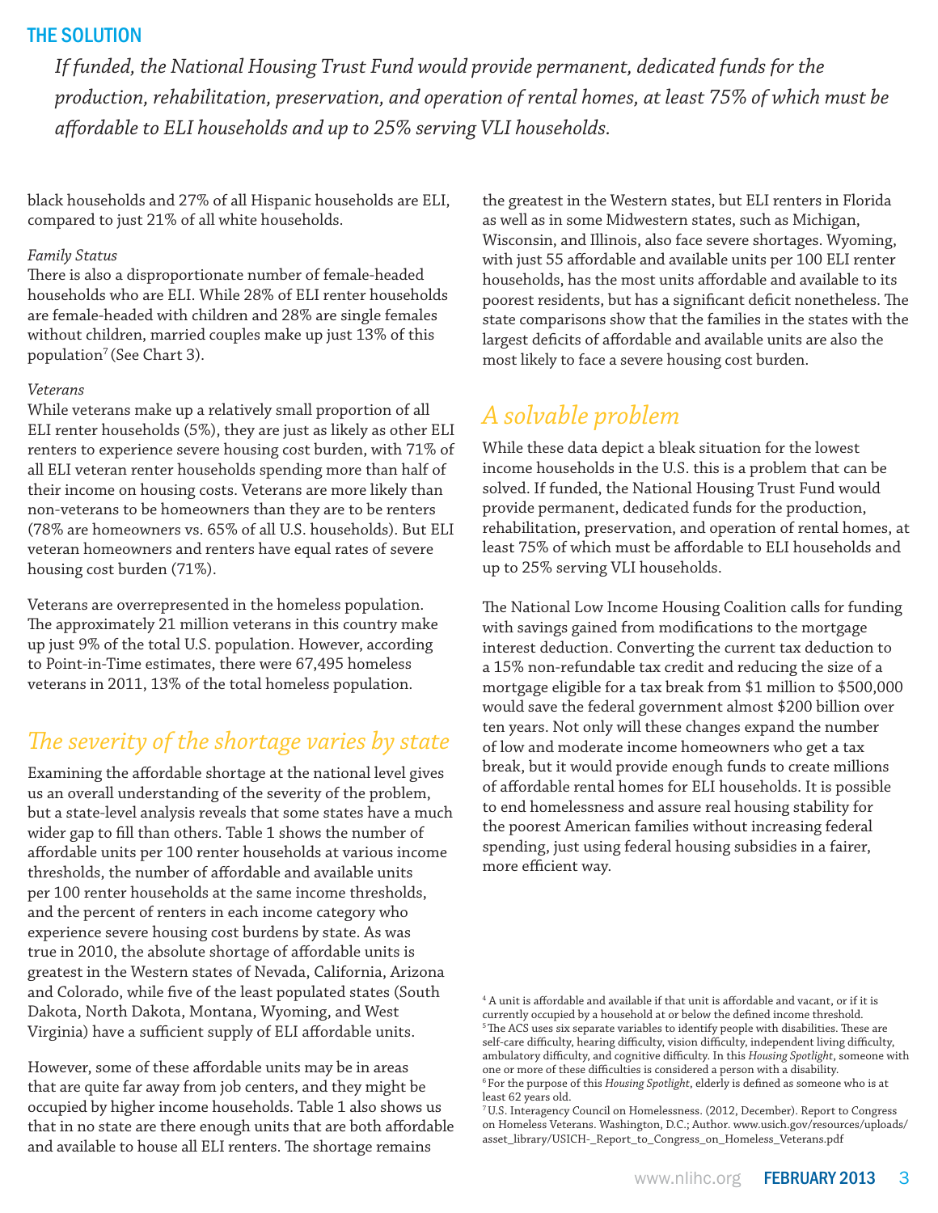## THE SOLUTION

*If funded, the National Housing Trust Fund would provide permanent, dedicated funds for the production, rehabilitation, preservation, and operation of rental homes, at least 75% of which must be affordable to ELI households and up to 25% serving VLI households.*

black households and 27% of all Hispanic households are ELI, compared to just 21% of all white households.

*Family Status*

There is also a disproportionate number of female-headed households who are ELI. While 28% of ELI renter households are female-headed with children and 28% are single females without children, married couples make up just 13% of this population[7] (See Chart 3).

*Veterans*

While veterans make up a relatively small proportion of all ELI renter households (5%), they are just as likely as other ELI renters to experience severe housing cost burden, with 71% of all ELI veteran renter households spending more than half of their income on housing costs. Veterans are more likely than non-veterans to be homeowners than they are to be renters (78% are homeowners vs. 65% of all U.S. households). But ELI veteran homeowners and renters have equal rates of severe housing cost burden (71%).

Veterans are overrepresented in the homeless population. The approximately 21 million veterans in this country make up just 9% of the total U.S. population. However, according to Point-in-Time estimates, there were 67,495 homeless veterans in 2011, 13% of the total homeless population.

## *The severity of the shortage varies by state*

Examining the affordable shortage at the national level gives us an overall understanding of the severity of the problem, but a state-level analysis reveals that some states have a much wider gap to fill than others. Table 1 shows the number of affordable units per 100 renter households at various income thresholds, the number of affordable and available units per 100 renter households at the same income thresholds, and the percent of renters in each income category who experience severe housing cost burdens by state. As was true in 2010, the absolute shortage of affordable units is greatest in the Western states of Nevada, California, Arizona and Colorado, while five of the least populated states (South Dakota, North Dakota, Montana, Wyoming, and West Virginia) have a sufficient supply of ELI affordable units.

However, some of these affordable units may be in areas that are quite far away from job centers, and they might be occupied by higher income households. Table 1 also shows us that in no state are there enough units that are both affordable and available to house all ELI renters. The shortage remains the greatest in the Western states, but ELI renters in Florida as well as in some Midwestern states, such as Michigan, Wisconsin, and Illinois, also face severe shortages. Wyoming, with just 55 affordable and available units per 100 ELI renter households, has the most units affordable and available to its poorest residents, but has a significant deficit nonetheless. The state comparisons show that the families in the states with the largest deficits of affordable and available units are also the most likely to face a severe housing cost burden.

## *A solvable problem*

While these data depict a bleak situation for the lowest income households in the U.S. this is a problem that can be solved. If funded, the National Housing Trust Fund would provide permanent, dedicated funds for the production, rehabilitation, preservation, and operation of rental homes, at least 75% of which must be affordable to ELI households and up to 25% serving VLI households.

The National Low Income Housing Coalition calls for funding with savings gained from modifications to the mortgage interest deduction. Converting the current tax deduction to a 15% non-refundable tax credit and reducing the size of a mortgage eligible for a tax break from $1 million to $500,000 would save the federal government almost $200 billion over ten years. Not only will these changes expand the number of low and moderate income homeowners who get a tax break, but it would provide enough funds to create millions of affordable rental homes for ELI households. It is possible to end homelessness and assure real housing stability for the poorest American families without increasing federal spending, just using federal housing subsidies in a fairer, more efficient way.

---

[4] A unit is affordable and available if that unit is affordable and vacant, or if it is currently occupied by a household at or below the defined income threshold.

[5] The ACS uses six separate variables to identify people with disabilities. These are self-care difficulty, hearing difficulty, vision difficulty, independent living difficulty, ambulatory difficulty, and cognitive difficulty. In this *Housing Spotlight*, someone with one or more of these difficulties is considered a person with a disability.

[6] For the purpose of this *Housing Spotlight*, elderly is defined as someone who is at least 62 years old.

[7] U.S. Interagency Council on Homelessness. (2012, December). Report to Congress on Homeless Veterans. Washington, D.C.; Author. www.usich.gov/resources/uploads/asset_library/USICH-_Report_to_Congress_on_Homeless_Veterans.pdf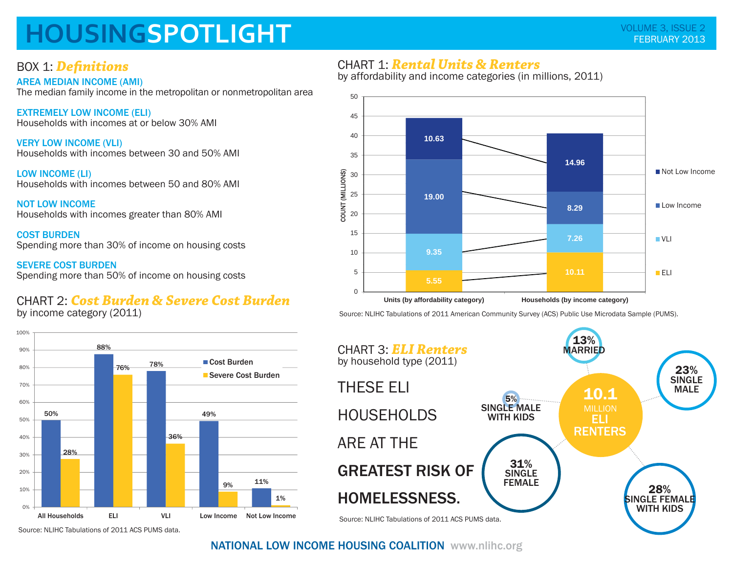# HOUSINGSPOTLIGHT

## BOX 1: *Definitions*

**AREA MEDIAN INCOME (AMI)**
The median family income in the metropolitan or nonmetropolitan area

**EXTREMELY LOW INCOME (ELI)**
Households with incomes at or below 30% AMI

**VERY LOW INCOME (VLI)**
Households with incomes between 30 and 50% AMI

**LOW INCOME (LI)**
Households with incomes between 50 and 80% AMI

**NOT LOW INCOME**
Households with incomes greater than 80% AMI

**COST BURDEN**
Spending more than 30% of income on housing costs

**SEVERE COST BURDEN**
Spending more than 50% of income on housing costs

## CHART 1: *Rental Units & Renters*

by affordability and income categories (in millions, 2011)

| | Units (by affordability category) | Households (by income category) |
|---|---|---|
| Not Low Income | 10.63 | 14.96 |
| Low Income | 19.00 | 8.29 |
| VLI | 9.35 | 7.26 |
| ELI | 5.55 | 10.11 |

Source: NLIHC Tabulations of 2011 American Community Survey (ACS) Public Use Microdata Sample (PUMS).

## CHART 2: *Cost Burden & Severe Cost Burden*

by income category (2011)

| | Cost Burden | Severe Cost Burden |
|---|---|---|
| All Households | 50% | 28% |
| ELI | 88% | 76% |
| VLI | 78% | 36% |
| Low Income | 49% | 9% |
| Not Low Income | 11% | 1% |

Source: NLIHC Tabulations of 2011 ACS PUMS data.

## CHART 3: *ELI Renters*

by household type (2011)

THESE ELI HOUSEHOLDS ARE AT THE **GREATEST RISK OF HOMELESSNESS.**

10.1 MILLION ELI RENTERS

- 13% MARRIED
- 23% SINGLE MALE
- 5% SINGLE MALE WITH KIDS
- 31% SINGLE FEMALE
- 28% SINGLE FEMALE WITH KIDS

Source: NLIHC Tabulations of 2011 ACS PUMS data.

NATIONAL LOW INCOME HOUSING COALITION www.nlihc.org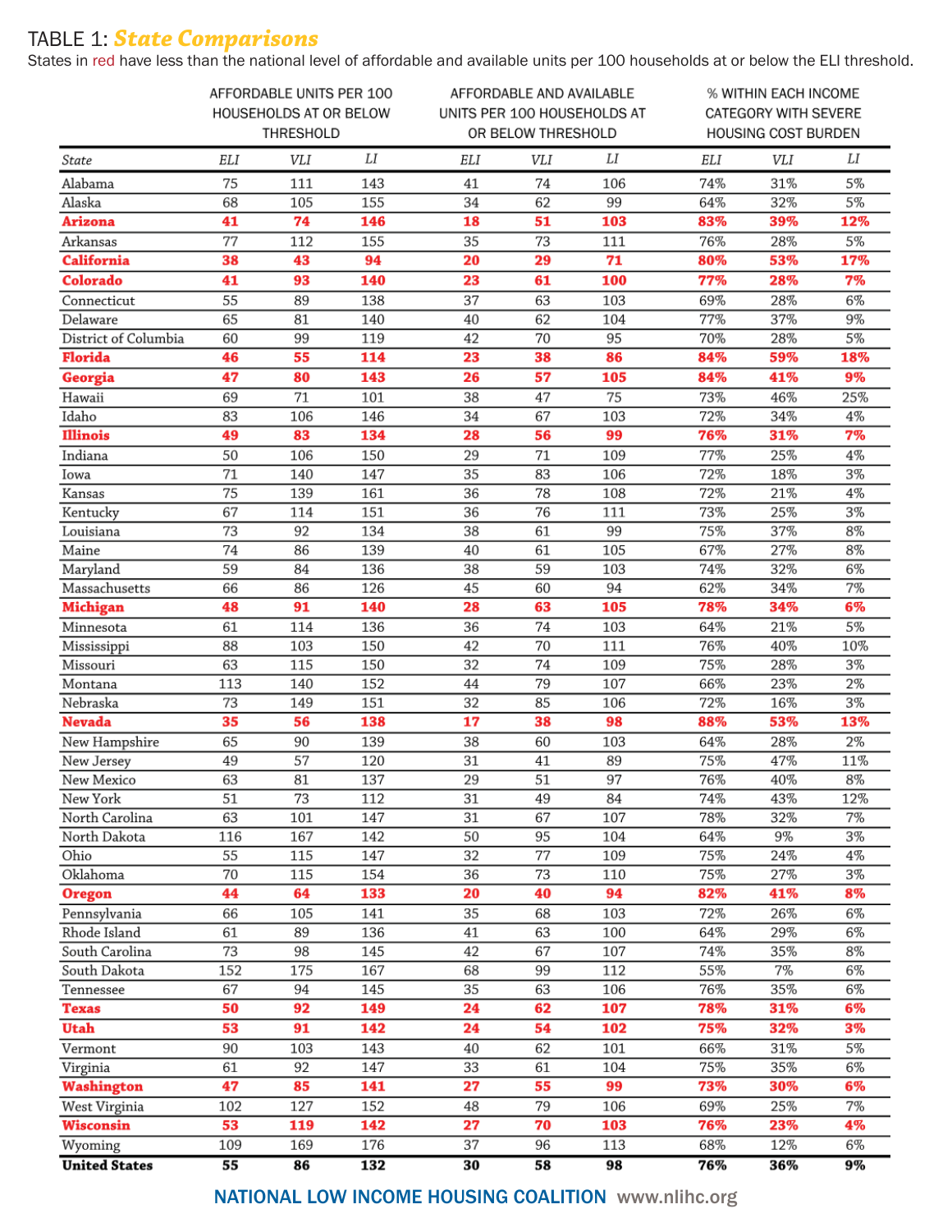## TABLE 1: *State Comparisons*

States in red have less than the national level of affordable and available units per 100 households at or below the ELI threshold.

| | AFFORDABLE UNITS PER 100 HOUSEHOLDS AT OR BELOW THRESHOLD | | | AFFORDABLE AND AVAILABLE UNITS PER 100 HOUSEHOLDS AT OR BELOW THRESHOLD | | | % WITHIN EACH INCOME CATEGORY WITH SEVERE HOUSING COST BURDEN | | |
|---|---|---|---|---|---|---|---|---|---|
| *State* | *ELI* | *VLI* | *LI* | *ELI* | *VLI* | *LI* | *ELI* | *VLI* | *LI* |
| Alabama | 75 | 111 | 143 | 41 | 74 | 106 | 74% | 31% | 5% |
| Alaska | 68 | 105 | 155 | 34 | 62 | 99 | 64% | 32% | 5% |
| **Arizona** | **41** | **74** | **146** | **18** | **51** | **103** | **83%** | **39%** | **12%** |
| Arkansas | 77 | 112 | 155 | 35 | 73 | 111 | 76% | 28% | 5% |
| **California** | **38** | **43** | **94** | **20** | **29** | **71** | **80%** | **53%** | **17%** |
| **Colorado** | **41** | **93** | **140** | **23** | **61** | **100** | **77%** | **28%** | **7%** |
| Connecticut | 55 | 89 | 138 | 37 | 63 | 103 | 69% | 28% | 6% |
| Delaware | 65 | 81 | 140 | 40 | 62 | 104 | 77% | 37% | 9% |
| District of Columbia | 60 | 99 | 119 | 42 | 70 | 95 | 70% | 28% | 5% |
| **Florida** | **46** | **55** | **114** | **23** | **38** | **86** | **84%** | **59%** | **18%** |
| **Georgia** | **47** | **80** | **143** | **26** | **57** | **105** | **84%** | **41%** | **9%** |
| Hawaii | 69 | 71 | 101 | 38 | 47 | 75 | 73% | 46% | 25% |
| Idaho | 83 | 106 | 146 | 34 | 67 | 103 | 72% | 34% | 4% |
| **Illinois** | **49** | **83** | **134** | **28** | **56** | **99** | **76%** | **31%** | **7%** |
| Indiana | 50 | 106 | 150 | 29 | 71 | 109 | 77% | 25% | 4% |
| Iowa | 71 | 140 | 147 | 35 | 83 | 106 | 72% | 18% | 3% |
| Kansas | 75 | 139 | 161 | 36 | 78 | 108 | 72% | 21% | 4% |
| Kentucky | 67 | 114 | 151 | 36 | 76 | 111 | 73% | 25% | 3% |
| Louisiana | 73 | 92 | 134 | 38 | 61 | 99 | 75% | 37% | 8% |
| Maine | 74 | 86 | 139 | 40 | 61 | 105 | 67% | 27% | 8% |
| Maryland | 59 | 84 | 136 | 38 | 59 | 103 | 74% | 32% | 6% |
| Massachusetts | 66 | 86 | 126 | 45 | 60 | 94 | 62% | 34% | 7% |
| **Michigan** | **48** | **91** | **140** | **28** | **63** | **105** | **78%** | **34%** | **6%** |
| Minnesota | 61 | 114 | 136 | 36 | 74 | 103 | 64% | 21% | 5% |
| Mississippi | 88 | 103 | 150 | 42 | 70 | 111 | 76% | 40% | 10% |
| Missouri | 63 | 115 | 150 | 32 | 74 | 109 | 75% | 28% | 3% |
| Montana | 113 | 140 | 152 | 44 | 79 | 107 | 66% | 23% | 2% |
| Nebraska | 73 | 149 | 151 | 32 | 85 | 106 | 72% | 16% | 3% |
| **Nevada** | **35** | **56** | **138** | **17** | **38** | **98** | **88%** | **53%** | **13%** |
| New Hampshire | 65 | 90 | 139 | 38 | 60 | 103 | 64% | 28% | 2% |
| New Jersey | 49 | 57 | 120 | 31 | 41 | 89 | 75% | 47% | 11% |
| New Mexico | 63 | 81 | 137 | 29 | 51 | 97 | 76% | 40% | 8% |
| New York | 51 | 73 | 112 | 31 | 49 | 84 | 74% | 43% | 12% |
| North Carolina | 63 | 101 | 147 | 31 | 67 | 107 | 78% | 32% | 7% |
| North Dakota | 116 | 167 | 142 | 50 | 95 | 104 | 64% | 9% | 3% |
| Ohio | 55 | 115 | 147 | 32 | 77 | 109 | 75% | 24% | 4% |
| Oklahoma | 70 | 115 | 154 | 36 | 73 | 110 | 75% | 27% | 3% |
| **Oregon** | **44** | **64** | **133** | **20** | **40** | **94** | **82%** | **41%** | **8%** |
| Pennsylvania | 66 | 105 | 141 | 35 | 68 | 103 | 72% | 26% | 6% |
| Rhode Island | 61 | 89 | 136 | 41 | 63 | 100 | 64% | 29% | 6% |
| South Carolina | 73 | 98 | 145 | 42 | 67 | 107 | 74% | 35% | 8% |
| South Dakota | 152 | 175 | 167 | 68 | 99 | 112 | 55% | 7% | 6% |
| Tennessee | 67 | 94 | 145 | 35 | 63 | 106 | 76% | 35% | 6% |
| **Texas** | **50** | **92** | **149** | **24** | **62** | **107** | **78%** | **31%** | **6%** |
| **Utah** | **53** | **91** | **142** | **24** | **54** | **102** | **75%** | **32%** | **3%** |
| Vermont | 90 | 103 | 143 | 40 | 62 | 101 | 66% | 31% | 5% |
| Virginia | 61 | 92 | 147 | 33 | 61 | 104 | 75% | 35% | 6% |
| **Washington** | **47** | **85** | **141** | **27** | **55** | **99** | **73%** | **30%** | **6%** |
| West Virginia | 102 | 127 | 152 | 48 | 79 | 106 | 69% | 25% | 7% |
| **Wisconsin** | **53** | **119** | **142** | **27** | **70** | **103** | **76%** | **23%** | **4%** |
| Wyoming | 109 | 169 | 176 | 37 | 96 | 113 | 68% | 12% | 6% |
| **United States** | **55** | **86** | **132** | **30** | **58** | **98** | **76%** | **36%** | **9%** |

NATIONAL LOW INCOME HOUSING COALITION www.nlihc.org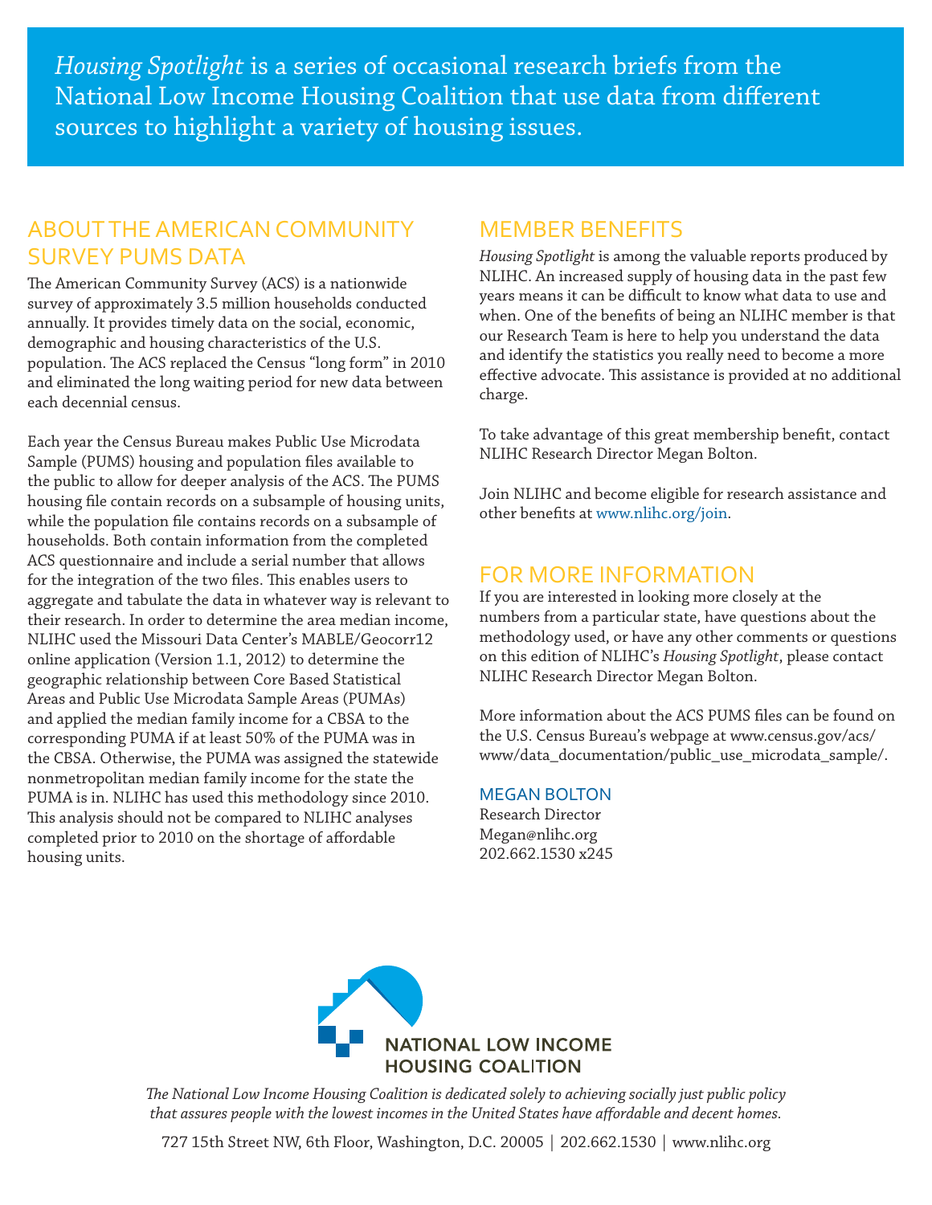*Housing Spotlight* is a series of occasional research briefs from the National Low Income Housing Coalition that use data from different sources to highlight a variety of housing issues.

## ABOUT THE AMERICAN COMMUNITY SURVEY PUMS DATA

The American Community Survey (ACS) is a nationwide survey of approximately 3.5 million households conducted annually. It provides timely data on the social, economic, demographic and housing characteristics of the U.S. population. The ACS replaced the Census "long form" in 2010 and eliminated the long waiting period for new data between each decennial census.

Each year the Census Bureau makes Public Use Microdata Sample (PUMS) housing and population files available to the public to allow for deeper analysis of the ACS. The PUMS housing file contain records on a subsample of housing units, while the population file contains records on a subsample of households. Both contain information from the completed ACS questionnaire and include a serial number that allows for the integration of the two files. This enables users to aggregate and tabulate the data in whatever way is relevant to their research. In order to determine the area median income, NLIHC used the Missouri Data Center's MABLE/Geocorr12 online application (Version 1.1, 2012) to determine the geographic relationship between Core Based Statistical Areas and Public Use Microdata Sample Areas (PUMAs) and applied the median family income for a CBSA to the corresponding PUMA if at least 50% of the PUMA was in the CBSA. Otherwise, the PUMA was assigned the statewide nonmetropolitan median family income for the state the PUMA is in. NLIHC has used this methodology since 2010. This analysis should not be compared to NLIHC analyses completed prior to 2010 on the shortage of affordable housing units.

## MEMBER BENEFITS

*Housing Spotlight* is among the valuable reports produced by NLIHC. An increased supply of housing data in the past few years means it can be difficult to know what data to use and when. One of the benefits of being an NLIHC member is that our Research Team is here to help you understand the data and identify the statistics you really need to become a more effective advocate. This assistance is provided at no additional charge.

To take advantage of this great membership benefit, contact NLIHC Research Director Megan Bolton.

Join NLIHC and become eligible for research assistance and other benefits at www.nlihc.org/join.

## FOR MORE INFORMATION

If you are interested in looking more closely at the numbers from a particular state, have questions about the methodology used, or have any other comments or questions on this edition of NLIHC's *Housing Spotlight*, please contact NLIHC Research Director Megan Bolton.

More information about the ACS PUMS files can be found on the U.S. Census Bureau's webpage at www.census.gov/acs/www/data_documentation/public_use_microdata_sample/.

MEGAN BOLTON
Research Director
Megan@nlihc.org
202.662.1530 x245

NATIONAL LOW INCOME HOUSING COALITION

*The National Low Income Housing Coalition is dedicated solely to achieving socially just public policy that assures people with the lowest incomes in the United States have affordable and decent homes.*

727 15th Street NW, 6th Floor, Washington, D.C. 20005 | 202.662.1530 | www.nlihc.org